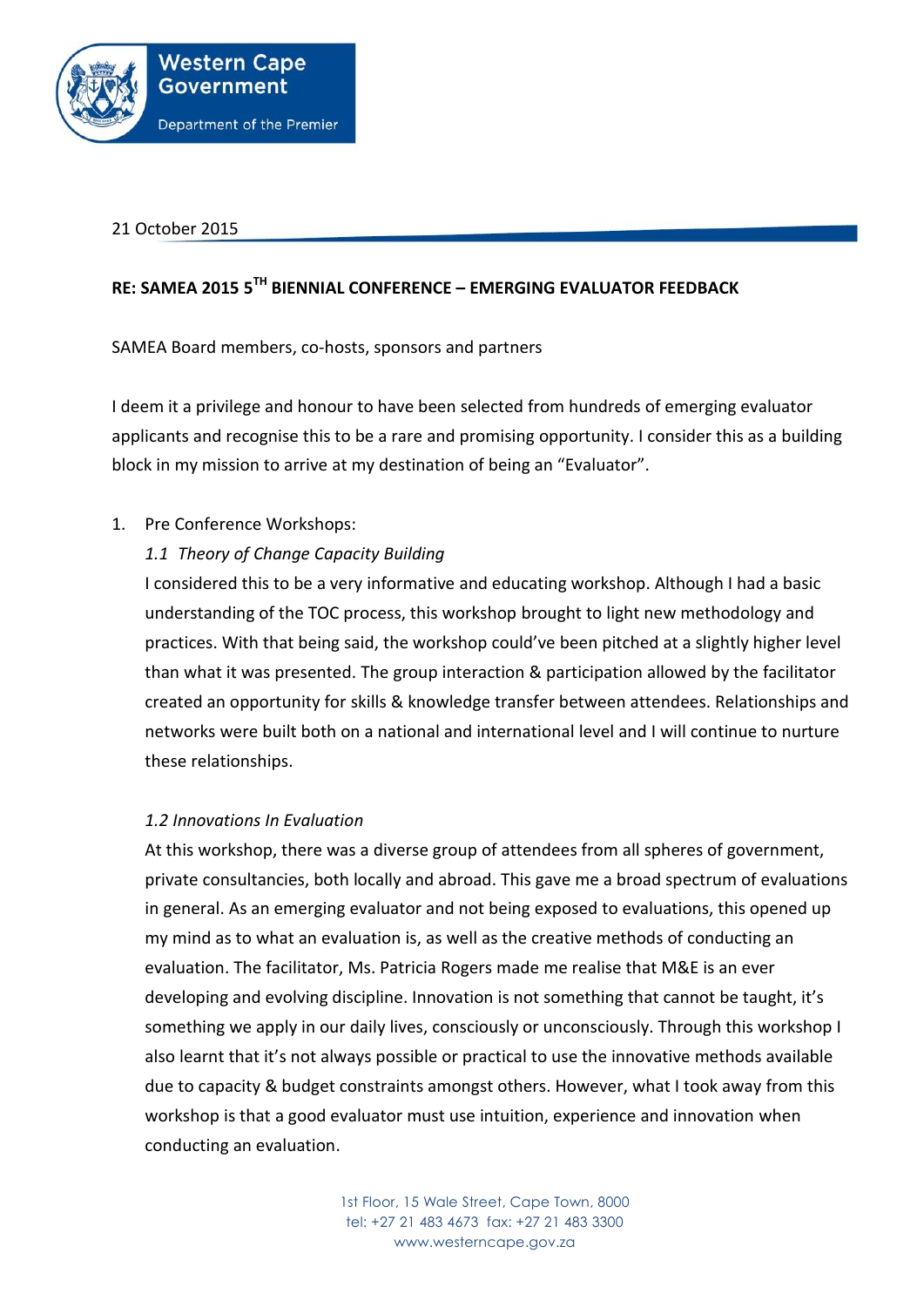Western Cape Government

Department of the Premier

21 October 2015

**RE: SAMEA 2015 5TH BIENNIAL CONFERENCE – EMERGING EVALUATOR FEEDBACK**

SAMEA Board members, co-hosts, sponsors and partners

I deem it a privilege and honour to have been selected from hundreds of emerging evaluator applicants and recognise this to be a rare and promising opportunity. I consider this as a building block in my mission to arrive at my destination of being an "Evaluator".

1. Pre Conference Workshops:

   *1.1 Theory of Change Capacity Building*

   I considered this to be a very informative and educating workshop. Although I had a basic understanding of the TOC process, this workshop brought to light new methodology and practices. With that being said, the workshop could've been pitched at a slightly higher level than what it was presented. The group interaction & participation allowed by the facilitator created an opportunity for skills & knowledge transfer between attendees. Relationships and networks were built both on a national and international level and I will continue to nurture these relationships.

   *1.2 Innovations In Evaluation*

   At this workshop, there was a diverse group of attendees from all spheres of government, private consultancies, both locally and abroad. This gave me a broad spectrum of evaluations in general. As an emerging evaluator and not being exposed to evaluations, this opened up my mind as to what an evaluation is, as well as the creative methods of conducting an evaluation. The facilitator, Ms. Patricia Rogers made me realise that M&E is an ever developing and evolving discipline. Innovation is not something that cannot be taught, it's something we apply in our daily lives, consciously or unconsciously. Through this workshop I also learnt that it's not always possible or practical to use the innovative methods available due to capacity & budget constraints amongst others. However, what I took away from this workshop is that a good evaluator must use intuition, experience and innovation when conducting an evaluation.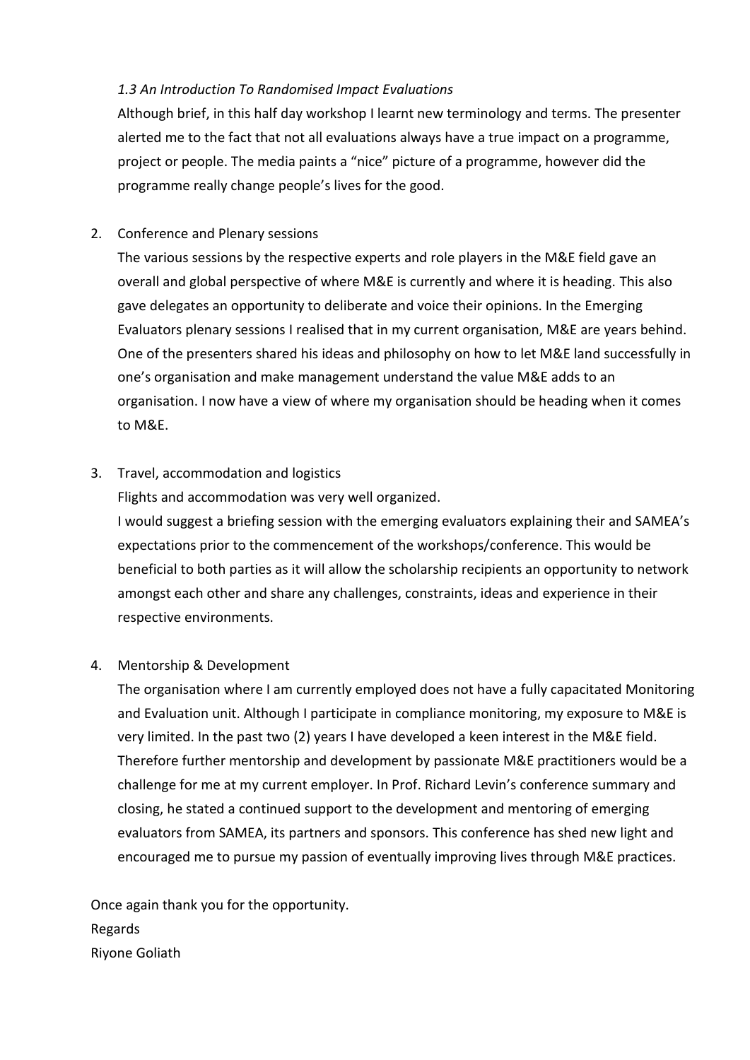*1.3 An Introduction To Randomised Impact Evaluations*

Although brief, in this half day workshop I learnt new terminology and terms. The presenter alerted me to the fact that not all evaluations always have a true impact on a programme, project or people. The media paints a "nice" picture of a programme, however did the programme really change people's lives for the good.

2. Conference and Plenary sessions

   The various sessions by the respective experts and role players in the M&E field gave an overall and global perspective of where M&E is currently and where it is heading. This also gave delegates an opportunity to deliberate and voice their opinions. In the Emerging Evaluators plenary sessions I realised that in my current organisation, M&E are years behind. One of the presenters shared his ideas and philosophy on how to let M&E land successfully in one's organisation and make management understand the value M&E adds to an organisation. I now have a view of where my organisation should be heading when it comes to M&E.

3. Travel, accommodation and logistics

   Flights and accommodation was very well organized.

   I would suggest a briefing session with the emerging evaluators explaining their and SAMEA's expectations prior to the commencement of the workshops/conference. This would be beneficial to both parties as it will allow the scholarship recipients an opportunity to network amongst each other and share any challenges, constraints, ideas and experience in their respective environments.

4. Mentorship & Development

   The organisation where I am currently employed does not have a fully capacitated Monitoring and Evaluation unit. Although I participate in compliance monitoring, my exposure to M&E is very limited. In the past two (2) years I have developed a keen interest in the M&E field. Therefore further mentorship and development by passionate M&E practitioners would be a challenge for me at my current employer. In Prof. Richard Levin's conference summary and closing, he stated a continued support to the development and mentoring of emerging evaluators from SAMEA, its partners and sponsors. This conference has shed new light and encouraged me to pursue my passion of eventually improving lives through M&E practices.

Once again thank you for the opportunity.

Regards

Riyone Goliath